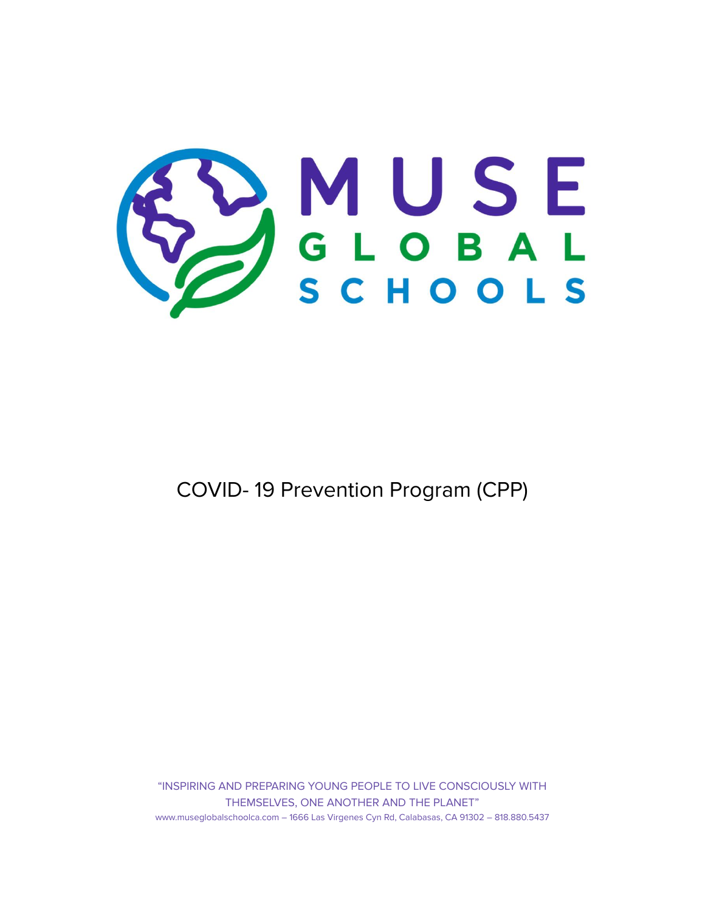# MUSE GLOBAL SCHOOLS

## COVID- 19 Prevention Program (CPP)

"INSPIRING AND PREPARING YOUNG PEOPLE TO LIVE CONSCIOUSLY WITH THEMSELVES, ONE ANOTHER AND THE PLANET"

www.museglobalschoolca.com – 1666 Las Virgenes Cyn Rd, Calabasas, CA 91302 – 818.880.5437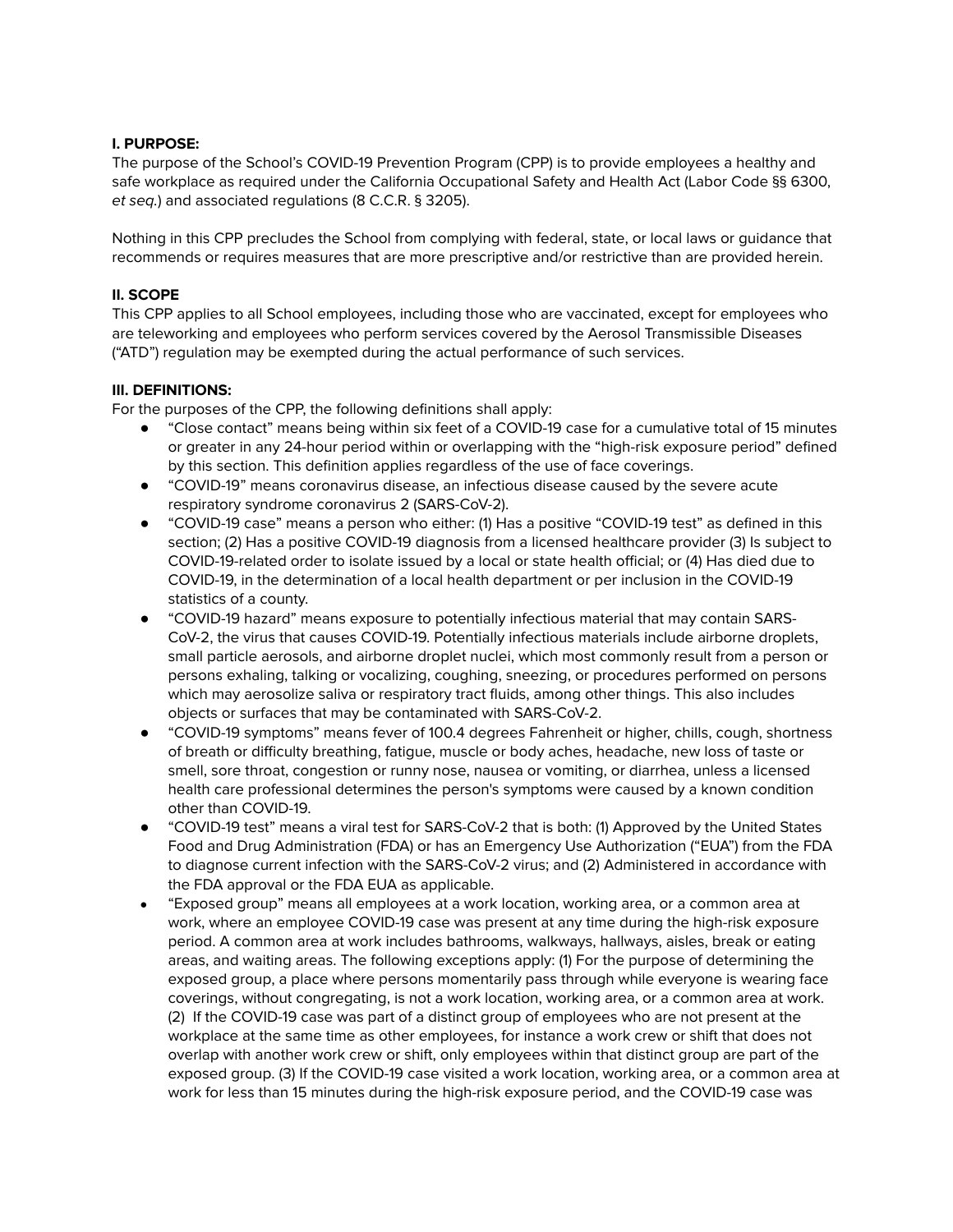**I. PURPOSE:**

The purpose of the School's COVID-19 Prevention Program (CPP) is to provide employees a healthy and safe workplace as required under the California Occupational Safety and Health Act (Labor Code §§ 6300, *et seq.*) and associated regulations (8 C.C.R. § 3205).

Nothing in this CPP precludes the School from complying with federal, state, or local laws or guidance that recommends or requires measures that are more prescriptive and/or restrictive than are provided herein.

**II. SCOPE**

This CPP applies to all School employees, including those who are vaccinated, except for employees who are teleworking and employees who perform services covered by the Aerosol Transmissible Diseases ("ATD") regulation may be exempted during the actual performance of such services.

**III. DEFINITIONS:**

For the purposes of the CPP, the following definitions shall apply:

- "Close contact" means being within six feet of a COVID-19 case for a cumulative total of 15 minutes or greater in any 24-hour period within or overlapping with the "high-risk exposure period" defined by this section. This definition applies regardless of the use of face coverings.
- "COVID-19" means coronavirus disease, an infectious disease caused by the severe acute respiratory syndrome coronavirus 2 (SARS-CoV-2).
- "COVID-19 case" means a person who either: (1) Has a positive "COVID-19 test" as defined in this section; (2) Has a positive COVID-19 diagnosis from a licensed healthcare provider (3) Is subject to COVID-19-related order to isolate issued by a local or state health official; or (4) Has died due to COVID-19, in the determination of a local health department or per inclusion in the COVID-19 statistics of a county.
- "COVID-19 hazard" means exposure to potentially infectious material that may contain SARS-CoV-2, the virus that causes COVID-19. Potentially infectious materials include airborne droplets, small particle aerosols, and airborne droplet nuclei, which most commonly result from a person or persons exhaling, talking or vocalizing, coughing, sneezing, or procedures performed on persons which may aerosolize saliva or respiratory tract fluids, among other things. This also includes objects or surfaces that may be contaminated with SARS-CoV-2.
- "COVID-19 symptoms" means fever of 100.4 degrees Fahrenheit or higher, chills, cough, shortness of breath or difficulty breathing, fatigue, muscle or body aches, headache, new loss of taste or smell, sore throat, congestion or runny nose, nausea or vomiting, or diarrhea, unless a licensed health care professional determines the person's symptoms were caused by a known condition other than COVID-19.
- "COVID-19 test" means a viral test for SARS-CoV-2 that is both: (1) Approved by the United States Food and Drug Administration (FDA) or has an Emergency Use Authorization ("EUA") from the FDA to diagnose current infection with the SARS-CoV-2 virus; and (2) Administered in accordance with the FDA approval or the FDA EUA as applicable.
- "Exposed group" means all employees at a work location, working area, or a common area at work, where an employee COVID-19 case was present at any time during the high-risk exposure period. A common area at work includes bathrooms, walkways, hallways, aisles, break or eating areas, and waiting areas. The following exceptions apply: (1) For the purpose of determining the exposed group, a place where persons momentarily pass through while everyone is wearing face coverings, without congregating, is not a work location, working area, or a common area at work. (2) If the COVID-19 case was part of a distinct group of employees who are not present at the workplace at the same time as other employees, for instance a work crew or shift that does not overlap with another work crew or shift, only employees within that distinct group are part of the exposed group. (3) If the COVID-19 case visited a work location, working area, or a common area at work for less than 15 minutes during the high-risk exposure period, and the COVID-19 case was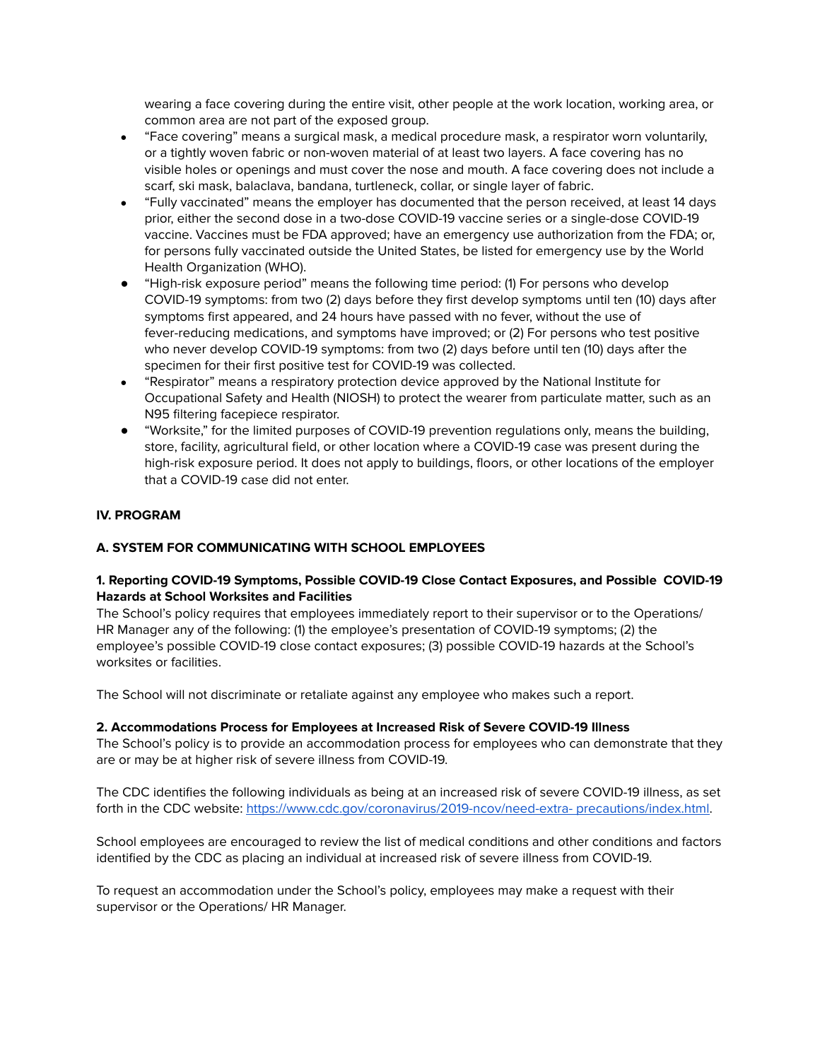wearing a face covering during the entire visit, other people at the work location, working area, or common area are not part of the exposed group.

- "Face covering" means a surgical mask, a medical procedure mask, a respirator worn voluntarily, or a tightly woven fabric or non-woven material of at least two layers. A face covering has no visible holes or openings and must cover the nose and mouth. A face covering does not include a scarf, ski mask, balaclava, bandana, turtleneck, collar, or single layer of fabric.
- "Fully vaccinated" means the employer has documented that the person received, at least 14 days prior, either the second dose in a two-dose COVID-19 vaccine series or a single-dose COVID-19 vaccine. Vaccines must be FDA approved; have an emergency use authorization from the FDA; or, for persons fully vaccinated outside the United States, be listed for emergency use by the World Health Organization (WHO).
- "High-risk exposure period" means the following time period: (1) For persons who develop COVID-19 symptoms: from two (2) days before they first develop symptoms until ten (10) days after symptoms first appeared, and 24 hours have passed with no fever, without the use of fever-reducing medications, and symptoms have improved; or (2) For persons who test positive who never develop COVID-19 symptoms: from two (2) days before until ten (10) days after the specimen for their first positive test for COVID-19 was collected.
- "Respirator" means a respiratory protection device approved by the National Institute for Occupational Safety and Health (NIOSH) to protect the wearer from particulate matter, such as an N95 filtering facepiece respirator.
- "Worksite," for the limited purposes of COVID-19 prevention regulations only, means the building, store, facility, agricultural field, or other location where a COVID-19 case was present during the high-risk exposure period. It does not apply to buildings, floors, or other locations of the employer that a COVID-19 case did not enter.

## IV. PROGRAM

### A. SYSTEM FOR COMMUNICATING WITH SCHOOL EMPLOYEES

#### 1. Reporting COVID-19 Symptoms, Possible COVID-19 Close Contact Exposures, and Possible COVID-19 Hazards at School Worksites and Facilities

The School's policy requires that employees immediately report to their supervisor or to the Operations/ HR Manager any of the following: (1) the employee's presentation of COVID-19 symptoms; (2) the employee's possible COVID-19 close contact exposures; (3) possible COVID-19 hazards at the School's worksites or facilities.

The School will not discriminate or retaliate against any employee who makes such a report.

#### 2. Accommodations Process for Employees at Increased Risk of Severe COVID-19 Illness

The School's policy is to provide an accommodation process for employees who can demonstrate that they are or may be at higher risk of severe illness from COVID-19.

The CDC identifies the following individuals as being at an increased risk of severe COVID-19 illness, as set forth in the CDC website: [https://www.cdc.gov/coronavirus/2019-ncov/need-extra- precautions/index.html](https://www.cdc.gov/coronavirus/2019-ncov/need-extra-precautions/index.html).

School employees are encouraged to review the list of medical conditions and other conditions and factors identified by the CDC as placing an individual at increased risk of severe illness from COVID-19.

To request an accommodation under the School's policy, employees may make a request with their supervisor or the Operations/ HR Manager.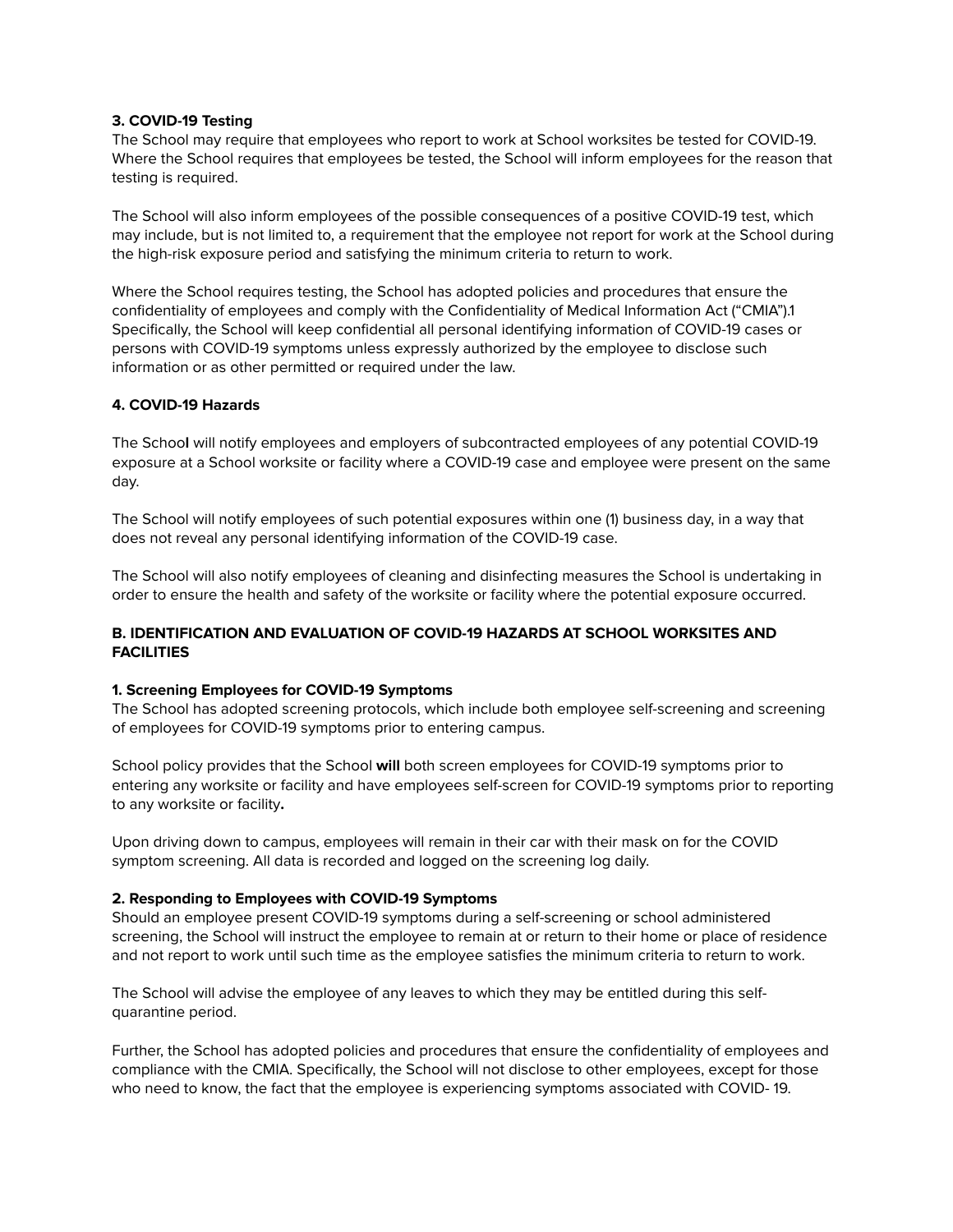**3. COVID-19 Testing**
The School may require that employees who report to work at School worksites be tested for COVID-19. Where the School requires that employees be tested, the School will inform employees for the reason that testing is required.

The School will also inform employees of the possible consequences of a positive COVID-19 test, which may include, but is not limited to, a requirement that the employee not report for work at the School during the high-risk exposure period and satisfying the minimum criteria to return to work.

Where the School requires testing, the School has adopted policies and procedures that ensure the confidentiality of employees and comply with the Confidentiality of Medical Information Act ("CMIA").[1] Specifically, the School will keep confidential all personal identifying information of COVID-19 cases or persons with COVID-19 symptoms unless expressly authorized by the employee to disclose such information or as other permitted or required under the law.

**4. COVID-19 Hazards**

The School will notify employees and employers of subcontracted employees of any potential COVID-19 exposure at a School worksite or facility where a COVID-19 case and employee were present on the same day.

The School will notify employees of such potential exposures within one (1) business day, in a way that does not reveal any personal identifying information of the COVID-19 case.

The School will also notify employees of cleaning and disinfecting measures the School is undertaking in order to ensure the health and safety of the worksite or facility where the potential exposure occurred.

**B. IDENTIFICATION AND EVALUATION OF COVID-19 HAZARDS AT SCHOOL WORKSITES AND FACILITIES**

**1. Screening Employees for COVID-19 Symptoms**
The School has adopted screening protocols, which include both employee self-screening and screening of employees for COVID-19 symptoms prior to entering campus.

School policy provides that the School **will** both screen employees for COVID-19 symptoms prior to entering any worksite or facility and have employees self-screen for COVID-19 symptoms prior to reporting to any worksite or facility**.**

Upon driving down to campus, employees will remain in their car with their mask on for the COVID symptom screening. All data is recorded and logged on the screening log daily.

**2. Responding to Employees with COVID-19 Symptoms**
Should an employee present COVID-19 symptoms during a self-screening or school administered screening, the School will instruct the employee to remain at or return to their home or place of residence and not report to work until such time as the employee satisfies the minimum criteria to return to work.

The School will advise the employee of any leaves to which they may be entitled during this self-quarantine period.

Further, the School has adopted policies and procedures that ensure the confidentiality of employees and compliance with the CMIA. Specifically, the School will not disclose to other employees, except for those who need to know, the fact that the employee is experiencing symptoms associated with COVID- 19.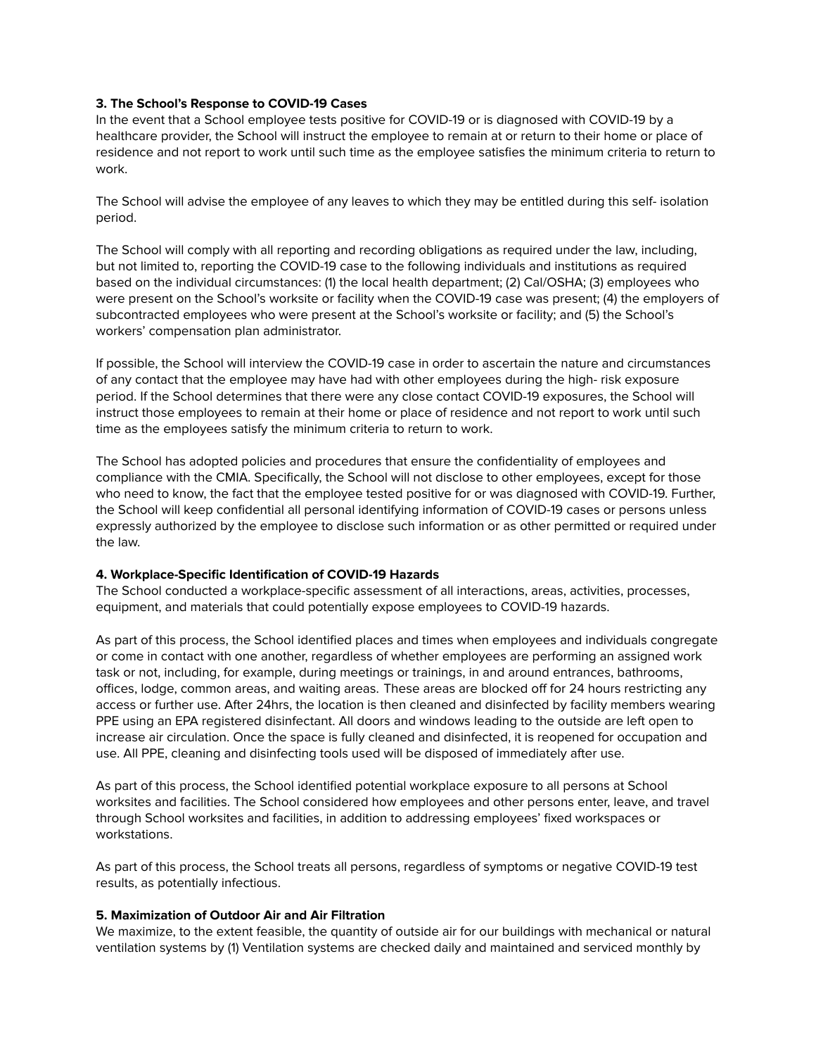**3. The School's Response to COVID-19 Cases**

In the event that a School employee tests positive for COVID-19 or is diagnosed with COVID-19 by a healthcare provider, the School will instruct the employee to remain at or return to their home or place of residence and not report to work until such time as the employee satisfies the minimum criteria to return to work.

The School will advise the employee of any leaves to which they may be entitled during this self- isolation period.

The School will comply with all reporting and recording obligations as required under the law, including, but not limited to, reporting the COVID-19 case to the following individuals and institutions as required based on the individual circumstances: (1) the local health department; (2) Cal/OSHA; (3) employees who were present on the School's worksite or facility when the COVID-19 case was present; (4) the employers of subcontracted employees who were present at the School's worksite or facility; and (5) the School's workers' compensation plan administrator.

If possible, the School will interview the COVID-19 case in order to ascertain the nature and circumstances of any contact that the employee may have had with other employees during the high- risk exposure period. If the School determines that there were any close contact COVID-19 exposures, the School will instruct those employees to remain at their home or place of residence and not report to work until such time as the employees satisfy the minimum criteria to return to work.

The School has adopted policies and procedures that ensure the confidentiality of employees and compliance with the CMIA. Specifically, the School will not disclose to other employees, except for those who need to know, the fact that the employee tested positive for or was diagnosed with COVID-19. Further, the School will keep confidential all personal identifying information of COVID-19 cases or persons unless expressly authorized by the employee to disclose such information or as other permitted or required under the law.

**4. Workplace-Specific Identification of COVID-19 Hazards**

The School conducted a workplace-specific assessment of all interactions, areas, activities, processes, equipment, and materials that could potentially expose employees to COVID-19 hazards.

As part of this process, the School identified places and times when employees and individuals congregate or come in contact with one another, regardless of whether employees are performing an assigned work task or not, including, for example, during meetings or trainings, in and around entrances, bathrooms, offices, lodge, common areas, and waiting areas. These areas are blocked off for 24 hours restricting any access or further use. After 24hrs, the location is then cleaned and disinfected by facility members wearing PPE using an EPA registered disinfectant. All doors and windows leading to the outside are left open to increase air circulation. Once the space is fully cleaned and disinfected, it is reopened for occupation and use. All PPE, cleaning and disinfecting tools used will be disposed of immediately after use.

As part of this process, the School identified potential workplace exposure to all persons at School worksites and facilities. The School considered how employees and other persons enter, leave, and travel through School worksites and facilities, in addition to addressing employees' fixed workspaces or workstations.

As part of this process, the School treats all persons, regardless of symptoms or negative COVID-19 test results, as potentially infectious.

**5. Maximization of Outdoor Air and Air Filtration**

We maximize, to the extent feasible, the quantity of outside air for our buildings with mechanical or natural ventilation systems by (1) Ventilation systems are checked daily and maintained and serviced monthly by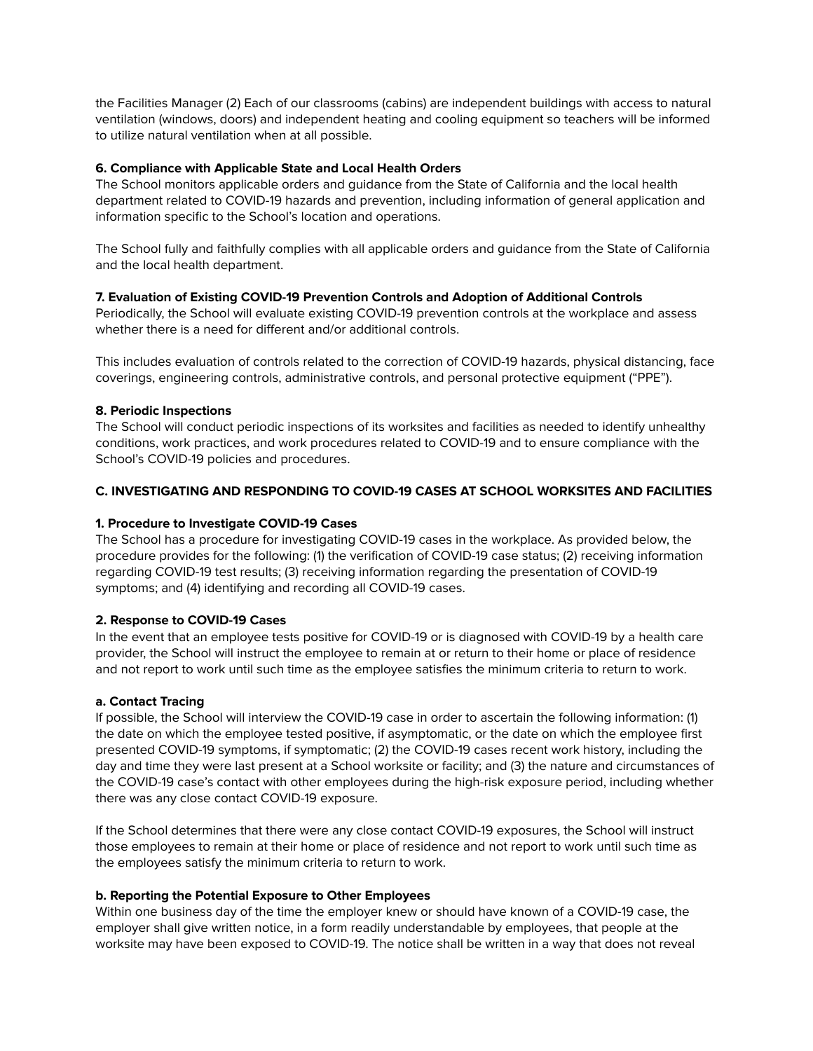the Facilities Manager (2) Each of our classrooms (cabins) are independent buildings with access to natural ventilation (windows, doors) and independent heating and cooling equipment so teachers will be informed to utilize natural ventilation when at all possible.

**6. Compliance with Applicable State and Local Health Orders**
The School monitors applicable orders and guidance from the State of California and the local health department related to COVID-19 hazards and prevention, including information of general application and information specific to the School's location and operations.

The School fully and faithfully complies with all applicable orders and guidance from the State of California and the local health department.

**7. Evaluation of Existing COVID-19 Prevention Controls and Adoption of Additional Controls**
Periodically, the School will evaluate existing COVID-19 prevention controls at the workplace and assess whether there is a need for different and/or additional controls.

This includes evaluation of controls related to the correction of COVID-19 hazards, physical distancing, face coverings, engineering controls, administrative controls, and personal protective equipment ("PPE").

**8. Periodic Inspections**
The School will conduct periodic inspections of its worksites and facilities as needed to identify unhealthy conditions, work practices, and work procedures related to COVID-19 and to ensure compliance with the School's COVID-19 policies and procedures.

**C. INVESTIGATING AND RESPONDING TO COVID-19 CASES AT SCHOOL WORKSITES AND FACILITIES**

**1. Procedure to Investigate COVID-19 Cases**
The School has a procedure for investigating COVID-19 cases in the workplace. As provided below, the procedure provides for the following: (1) the verification of COVID-19 case status; (2) receiving information regarding COVID-19 test results; (3) receiving information regarding the presentation of COVID-19 symptoms; and (4) identifying and recording all COVID-19 cases.

**2. Response to COVID-19 Cases**
In the event that an employee tests positive for COVID-19 or is diagnosed with COVID-19 by a health care provider, the School will instruct the employee to remain at or return to their home or place of residence and not report to work until such time as the employee satisfies the minimum criteria to return to work.

**a. Contact Tracing**
If possible, the School will interview the COVID-19 case in order to ascertain the following information: (1) the date on which the employee tested positive, if asymptomatic, or the date on which the employee first presented COVID-19 symptoms, if symptomatic; (2) the COVID-19 cases recent work history, including the day and time they were last present at a School worksite or facility; and (3) the nature and circumstances of the COVID-19 case's contact with other employees during the high-risk exposure period, including whether there was any close contact COVID-19 exposure.

If the School determines that there were any close contact COVID-19 exposures, the School will instruct those employees to remain at their home or place of residence and not report to work until such time as the employees satisfy the minimum criteria to return to work.

**b. Reporting the Potential Exposure to Other Employees**
Within one business day of the time the employer knew or should have known of a COVID-19 case, the employer shall give written notice, in a form readily understandable by employees, that people at the worksite may have been exposed to COVID-19. The notice shall be written in a way that does not reveal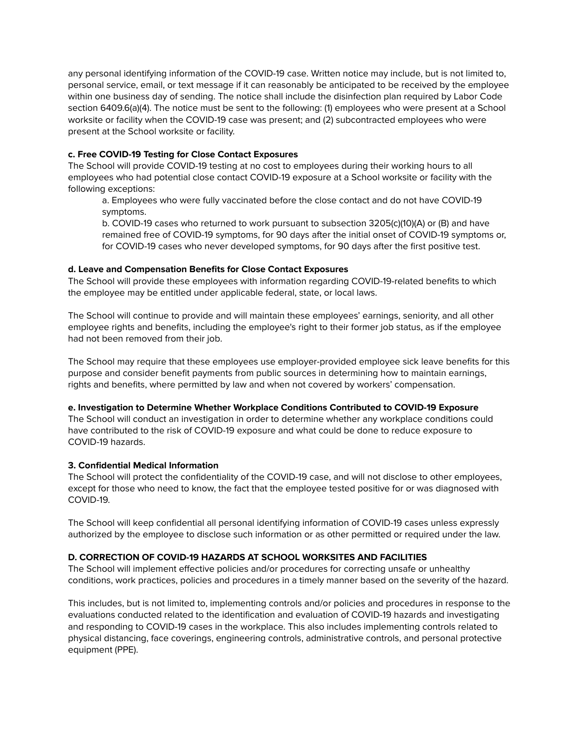any personal identifying information of the COVID-19 case. Written notice may include, but is not limited to, personal service, email, or text message if it can reasonably be anticipated to be received by the employee within one business day of sending. The notice shall include the disinfection plan required by Labor Code section 6409.6(a)(4). The notice must be sent to the following: (1) employees who were present at a School worksite or facility when the COVID-19 case was present; and (2) subcontracted employees who were present at the School worksite or facility.

**c. Free COVID-19 Testing for Close Contact Exposures**

The School will provide COVID-19 testing at no cost to employees during their working hours to all employees who had potential close contact COVID-19 exposure at a School worksite or facility with the following exceptions:

a. Employees who were fully vaccinated before the close contact and do not have COVID-19 symptoms.

b. COVID-19 cases who returned to work pursuant to subsection 3205(c)(10)(A) or (B) and have remained free of COVID-19 symptoms, for 90 days after the initial onset of COVID-19 symptoms or, for COVID-19 cases who never developed symptoms, for 90 days after the first positive test.

**d. Leave and Compensation Benefits for Close Contact Exposures**

The School will provide these employees with information regarding COVID-19-related benefits to which the employee may be entitled under applicable federal, state, or local laws.

The School will continue to provide and will maintain these employees' earnings, seniority, and all other employee rights and benefits, including the employee's right to their former job status, as if the employee had not been removed from their job.

The School may require that these employees use employer-provided employee sick leave benefits for this purpose and consider benefit payments from public sources in determining how to maintain earnings, rights and benefits, where permitted by law and when not covered by workers' compensation.

**e. Investigation to Determine Whether Workplace Conditions Contributed to COVID-19 Exposure**

The School will conduct an investigation in order to determine whether any workplace conditions could have contributed to the risk of COVID-19 exposure and what could be done to reduce exposure to COVID-19 hazards.

**3. Confidential Medical Information**

The School will protect the confidentiality of the COVID-19 case, and will not disclose to other employees, except for those who need to know, the fact that the employee tested positive for or was diagnosed with COVID-19.

The School will keep confidential all personal identifying information of COVID-19 cases unless expressly authorized by the employee to disclose such information or as other permitted or required under the law.

**D. CORRECTION OF COVID-19 HAZARDS AT SCHOOL WORKSITES AND FACILITIES**

The School will implement effective policies and/or procedures for correcting unsafe or unhealthy conditions, work practices, policies and procedures in a timely manner based on the severity of the hazard.

This includes, but is not limited to, implementing controls and/or policies and procedures in response to the evaluations conducted related to the identification and evaluation of COVID-19 hazards and investigating and responding to COVID-19 cases in the workplace. This also includes implementing controls related to physical distancing, face coverings, engineering controls, administrative controls, and personal protective equipment (PPE).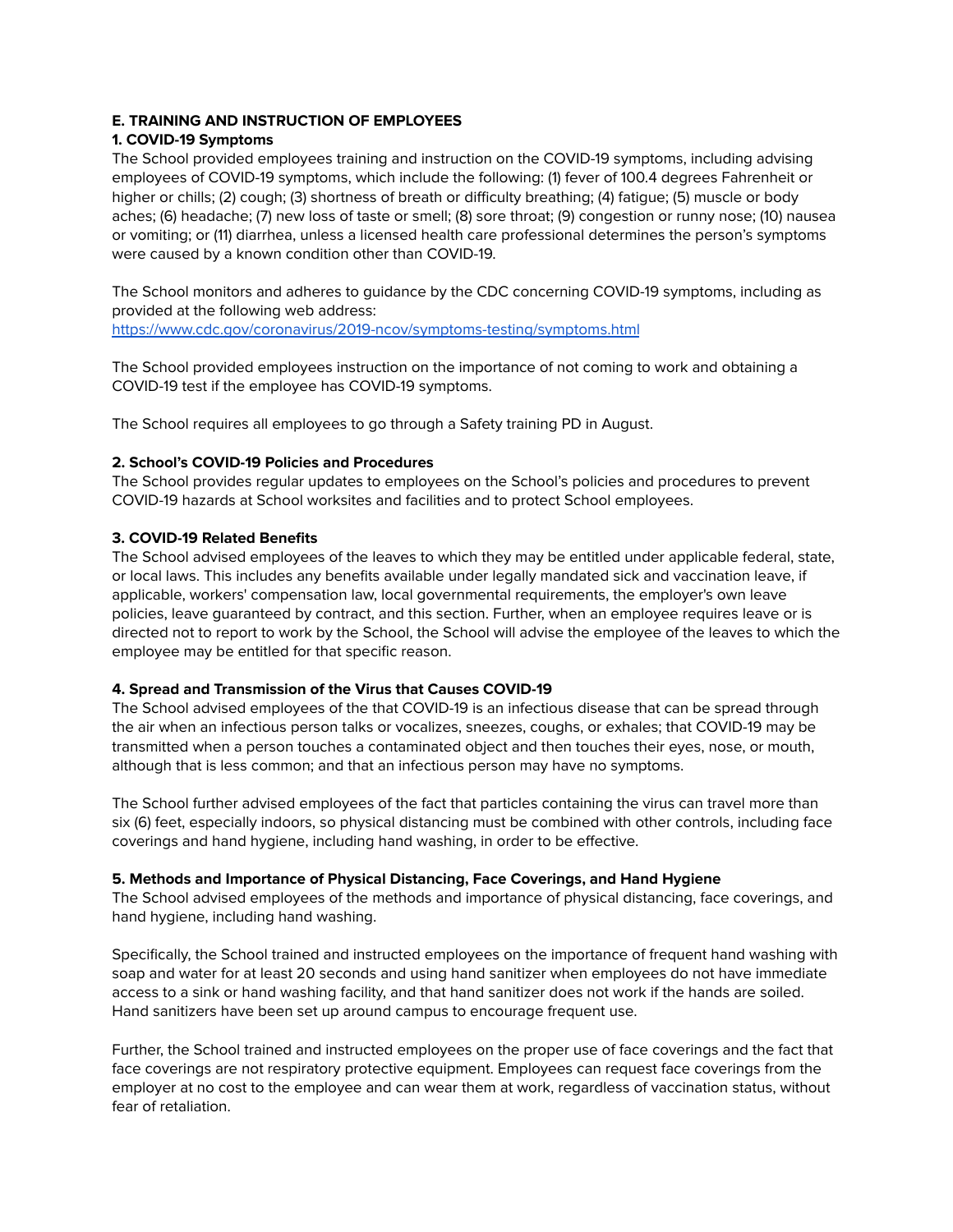## E. TRAINING AND INSTRUCTION OF EMPLOYEES

### 1. COVID-19 Symptoms

The School provided employees training and instruction on the COVID-19 symptoms, including advising employees of COVID-19 symptoms, which include the following: (1) fever of 100.4 degrees Fahrenheit or higher or chills; (2) cough; (3) shortness of breath or difficulty breathing; (4) fatigue; (5) muscle or body aches; (6) headache; (7) new loss of taste or smell; (8) sore throat; (9) congestion or runny nose; (10) nausea or vomiting; or (11) diarrhea, unless a licensed health care professional determines the person's symptoms were caused by a known condition other than COVID-19.

The School monitors and adheres to guidance by the CDC concerning COVID-19 symptoms, including as provided at the following web address:
https://www.cdc.gov/coronavirus/2019-ncov/symptoms-testing/symptoms.html

The School provided employees instruction on the importance of not coming to work and obtaining a COVID-19 test if the employee has COVID-19 symptoms.

The School requires all employees to go through a Safety training PD in August.

### 2. School's COVID-19 Policies and Procedures

The School provides regular updates to employees on the School's policies and procedures to prevent COVID-19 hazards at School worksites and facilities and to protect School employees.

### 3. COVID-19 Related Benefits

The School advised employees of the leaves to which they may be entitled under applicable federal, state, or local laws. This includes any benefits available under legally mandated sick and vaccination leave, if applicable, workers' compensation law, local governmental requirements, the employer's own leave policies, leave guaranteed by contract, and this section. Further, when an employee requires leave or is directed not to report to work by the School, the School will advise the employee of the leaves to which the employee may be entitled for that specific reason.

### 4. Spread and Transmission of the Virus that Causes COVID-19

The School advised employees of the that COVID-19 is an infectious disease that can be spread through the air when an infectious person talks or vocalizes, sneezes, coughs, or exhales; that COVID-19 may be transmitted when a person touches a contaminated object and then touches their eyes, nose, or mouth, although that is less common; and that an infectious person may have no symptoms.

The School further advised employees of the fact that particles containing the virus can travel more than six (6) feet, especially indoors, so physical distancing must be combined with other controls, including face coverings and hand hygiene, including hand washing, in order to be effective.

### 5. Methods and Importance of Physical Distancing, Face Coverings, and Hand Hygiene

The School advised employees of the methods and importance of physical distancing, face coverings, and hand hygiene, including hand washing.

Specifically, the School trained and instructed employees on the importance of frequent hand washing with soap and water for at least 20 seconds and using hand sanitizer when employees do not have immediate access to a sink or hand washing facility, and that hand sanitizer does not work if the hands are soiled. Hand sanitizers have been set up around campus to encourage frequent use.

Further, the School trained and instructed employees on the proper use of face coverings and the fact that face coverings are not respiratory protective equipment. Employees can request face coverings from the employer at no cost to the employee and can wear them at work, regardless of vaccination status, without fear of retaliation.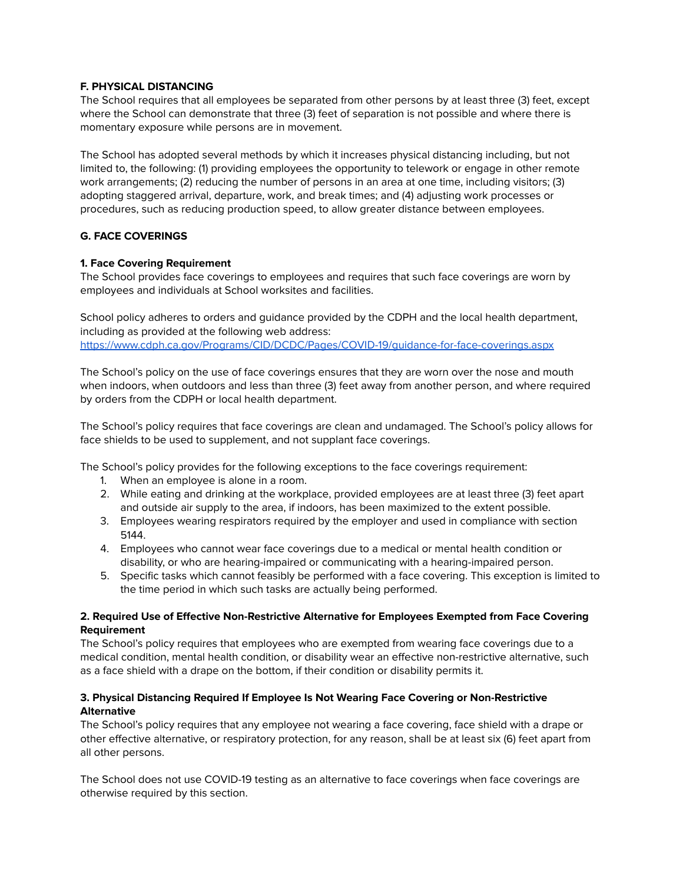### F. PHYSICAL DISTANCING

The School requires that all employees be separated from other persons by at least three (3) feet, except where the School can demonstrate that three (3) feet of separation is not possible and where there is momentary exposure while persons are in movement.

The School has adopted several methods by which it increases physical distancing including, but not limited to, the following: (1) providing employees the opportunity to telework or engage in other remote work arrangements; (2) reducing the number of persons in an area at one time, including visitors; (3) adopting staggered arrival, departure, work, and break times; and (4) adjusting work processes or procedures, such as reducing production speed, to allow greater distance between employees.

### G. FACE COVERINGS

#### 1. Face Covering Requirement

The School provides face coverings to employees and requires that such face coverings are worn by employees and individuals at School worksites and facilities.

School policy adheres to orders and guidance provided by the CDPH and the local health department, including as provided at the following web address:
[https://www.cdph.ca.gov/Programs/CID/DCDC/Pages/COVID-19/guidance-for-face-coverings.aspx](https://www.cdph.ca.gov/Programs/CID/DCDC/Pages/COVID-19/guidance-for-face-coverings.aspx)

The School's policy on the use of face coverings ensures that they are worn over the nose and mouth when indoors, when outdoors and less than three (3) feet away from another person, and where required by orders from the CDPH or local health department.

The School's policy requires that face coverings are clean and undamaged. The School's policy allows for face shields to be used to supplement, and not supplant face coverings.

The School's policy provides for the following exceptions to the face coverings requirement:

1. When an employee is alone in a room.
2. While eating and drinking at the workplace, provided employees are at least three (3) feet apart and outside air supply to the area, if indoors, has been maximized to the extent possible.
3. Employees wearing respirators required by the employer and used in compliance with section 5144.
4. Employees who cannot wear face coverings due to a medical or mental health condition or disability, or who are hearing-impaired or communicating with a hearing-impaired person.
5. Specific tasks which cannot feasibly be performed with a face covering. This exception is limited to the time period in which such tasks are actually being performed.

#### 2. Required Use of Effective Non-Restrictive Alternative for Employees Exempted from Face Covering Requirement

The School's policy requires that employees who are exempted from wearing face coverings due to a medical condition, mental health condition, or disability wear an effective non-restrictive alternative, such as a face shield with a drape on the bottom, if their condition or disability permits it.

#### 3. Physical Distancing Required If Employee Is Not Wearing Face Covering or Non-Restrictive Alternative

The School's policy requires that any employee not wearing a face covering, face shield with a drape or other effective alternative, or respiratory protection, for any reason, shall be at least six (6) feet apart from all other persons.

The School does not use COVID-19 testing as an alternative to face coverings when face coverings are otherwise required by this section.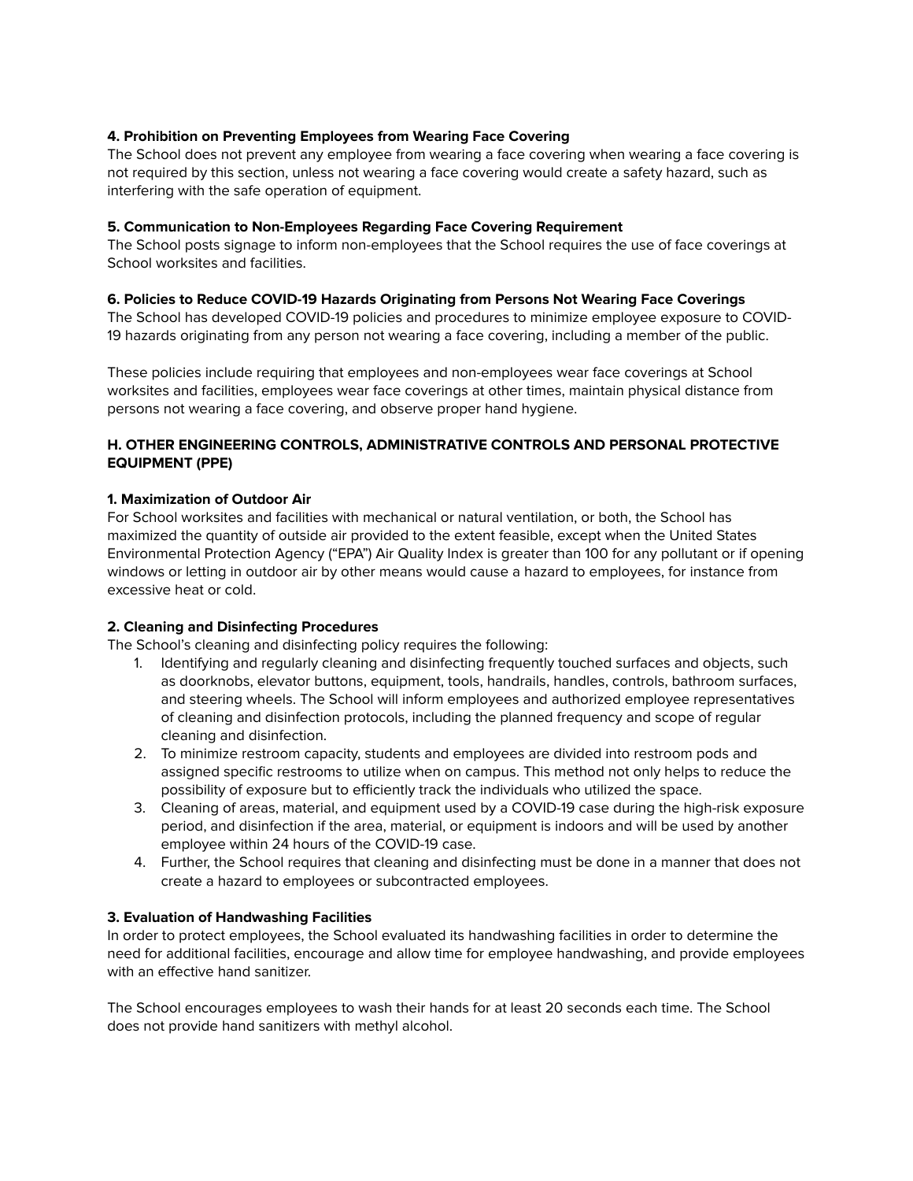**4. Prohibition on Preventing Employees from Wearing Face Covering**

The School does not prevent any employee from wearing a face covering when wearing a face covering is not required by this section, unless not wearing a face covering would create a safety hazard, such as interfering with the safe operation of equipment.

**5. Communication to Non-Employees Regarding Face Covering Requirement**

The School posts signage to inform non-employees that the School requires the use of face coverings at School worksites and facilities.

**6. Policies to Reduce COVID-19 Hazards Originating from Persons Not Wearing Face Coverings**

The School has developed COVID-19 policies and procedures to minimize employee exposure to COVID-19 hazards originating from any person not wearing a face covering, including a member of the public.

These policies include requiring that employees and non-employees wear face coverings at School worksites and facilities, employees wear face coverings at other times, maintain physical distance from persons not wearing a face covering, and observe proper hand hygiene.

## H. OTHER ENGINEERING CONTROLS, ADMINISTRATIVE CONTROLS AND PERSONAL PROTECTIVE EQUIPMENT (PPE)

**1. Maximization of Outdoor Air**

For School worksites and facilities with mechanical or natural ventilation, or both, the School has maximized the quantity of outside air provided to the extent feasible, except when the United States Environmental Protection Agency ("EPA") Air Quality Index is greater than 100 for any pollutant or if opening windows or letting in outdoor air by other means would cause a hazard to employees, for instance from excessive heat or cold.

**2. Cleaning and Disinfecting Procedures**

The School's cleaning and disinfecting policy requires the following:

1. Identifying and regularly cleaning and disinfecting frequently touched surfaces and objects, such as doorknobs, elevator buttons, equipment, tools, handrails, handles, controls, bathroom surfaces, and steering wheels. The School will inform employees and authorized employee representatives of cleaning and disinfection protocols, including the planned frequency and scope of regular cleaning and disinfection.
2. To minimize restroom capacity, students and employees are divided into restroom pods and assigned specific restrooms to utilize when on campus. This method not only helps to reduce the possibility of exposure but to efficiently track the individuals who utilized the space.
3. Cleaning of areas, material, and equipment used by a COVID-19 case during the high-risk exposure period, and disinfection if the area, material, or equipment is indoors and will be used by another employee within 24 hours of the COVID-19 case.
4. Further, the School requires that cleaning and disinfecting must be done in a manner that does not create a hazard to employees or subcontracted employees.

**3. Evaluation of Handwashing Facilities**

In order to protect employees, the School evaluated its handwashing facilities in order to determine the need for additional facilities, encourage and allow time for employee handwashing, and provide employees with an effective hand sanitizer.

The School encourages employees to wash their hands for at least 20 seconds each time. The School does not provide hand sanitizers with methyl alcohol.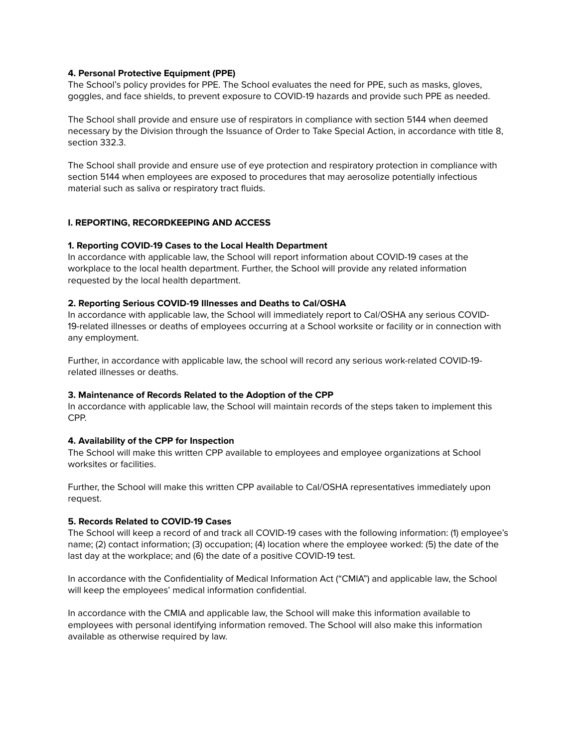**4. Personal Protective Equipment (PPE)**

The School's policy provides for PPE. The School evaluates the need for PPE, such as masks, gloves, goggles, and face shields, to prevent exposure to COVID-19 hazards and provide such PPE as needed.

The School shall provide and ensure use of respirators in compliance with section 5144 when deemed necessary by the Division through the Issuance of Order to Take Special Action, in accordance with title 8, section 332.3.

The School shall provide and ensure use of eye protection and respiratory protection in compliance with section 5144 when employees are exposed to procedures that may aerosolize potentially infectious material such as saliva or respiratory tract fluids.

## I. REPORTING, RECORDKEEPING AND ACCESS

**1. Reporting COVID-19 Cases to the Local Health Department**

In accordance with applicable law, the School will report information about COVID-19 cases at the workplace to the local health department. Further, the School will provide any related information requested by the local health department.

**2. Reporting Serious COVID-19 Illnesses and Deaths to Cal/OSHA**

In accordance with applicable law, the School will immediately report to Cal/OSHA any serious COVID-19-related illnesses or deaths of employees occurring at a School worksite or facility or in connection with any employment.

Further, in accordance with applicable law, the school will record any serious work-related COVID-19-related illnesses or deaths.

**3. Maintenance of Records Related to the Adoption of the CPP**

In accordance with applicable law, the School will maintain records of the steps taken to implement this CPP.

**4. Availability of the CPP for Inspection**

The School will make this written CPP available to employees and employee organizations at School worksites or facilities.

Further, the School will make this written CPP available to Cal/OSHA representatives immediately upon request.

**5. Records Related to COVID-19 Cases**

The School will keep a record of and track all COVID-19 cases with the following information: (1) employee's name; (2) contact information; (3) occupation; (4) location where the employee worked: (5) the date of the last day at the workplace; and (6) the date of a positive COVID-19 test.

In accordance with the Confidentiality of Medical Information Act ("CMIA") and applicable law, the School will keep the employees' medical information confidential.

In accordance with the CMIA and applicable law, the School will make this information available to employees with personal identifying information removed. The School will also make this information available as otherwise required by law.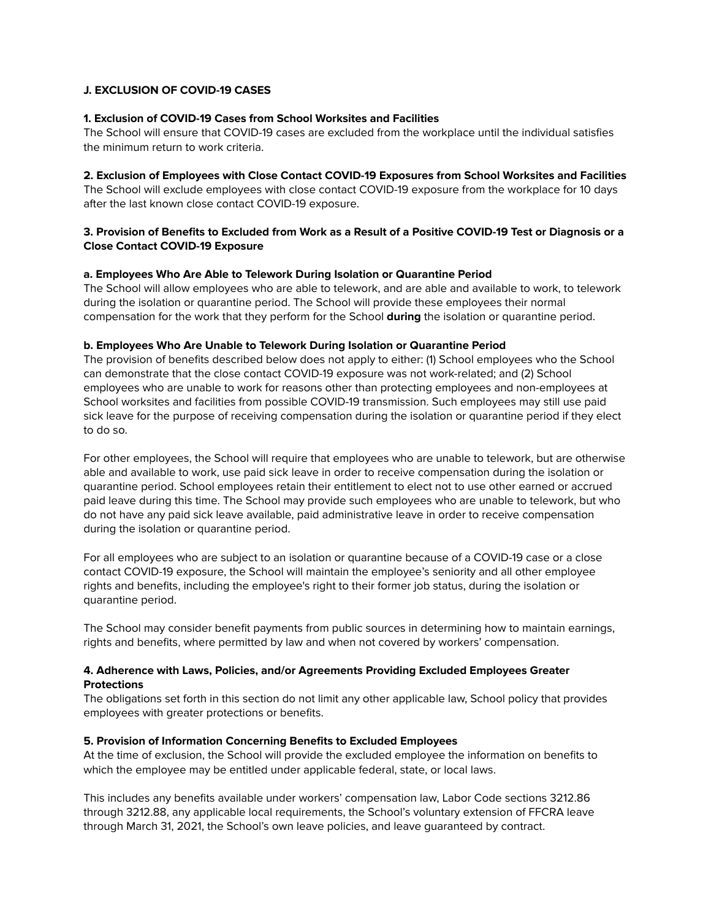**J. EXCLUSION OF COVID-19 CASES**

**1. Exclusion of COVID-19 Cases from School Worksites and Facilities**
The School will ensure that COVID-19 cases are excluded from the workplace until the individual satisfies the minimum return to work criteria.

**2. Exclusion of Employees with Close Contact COVID-19 Exposures from School Worksites and Facilities**
The School will exclude employees with close contact COVID-19 exposure from the workplace for 10 days after the last known close contact COVID-19 exposure.

**3. Provision of Benefits to Excluded from Work as a Result of a Positive COVID-19 Test or Diagnosis or a Close Contact COVID-19 Exposure**

**a. Employees Who Are Able to Telework During Isolation or Quarantine Period**
The School will allow employees who are able to telework, and are able and available to work, to telework during the isolation or quarantine period. The School will provide these employees their normal compensation for the work that they perform for the School **during** the isolation or quarantine period.

**b. Employees Who Are Unable to Telework During Isolation or Quarantine Period**
The provision of benefits described below does not apply to either: (1) School employees who the School can demonstrate that the close contact COVID-19 exposure was not work-related; and (2) School employees who are unable to work for reasons other than protecting employees and non-employees at School worksites and facilities from possible COVID-19 transmission. Such employees may still use paid sick leave for the purpose of receiving compensation during the isolation or quarantine period if they elect to do so.

For other employees, the School will require that employees who are unable to telework, but are otherwise able and available to work, use paid sick leave in order to receive compensation during the isolation or quarantine period. School employees retain their entitlement to elect not to use other earned or accrued paid leave during this time. The School may provide such employees who are unable to telework, but who do not have any paid sick leave available, paid administrative leave in order to receive compensation during the isolation or quarantine period.

For all employees who are subject to an isolation or quarantine because of a COVID-19 case or a close contact COVID-19 exposure, the School will maintain the employee's seniority and all other employee rights and benefits, including the employee's right to their former job status, during the isolation or quarantine period.

The School may consider benefit payments from public sources in determining how to maintain earnings, rights and benefits, where permitted by law and when not covered by workers' compensation.

**4. Adherence with Laws, Policies, and/or Agreements Providing Excluded Employees Greater Protections**
The obligations set forth in this section do not limit any other applicable law, School policy that provides employees with greater protections or benefits.

**5. Provision of Information Concerning Benefits to Excluded Employees**
At the time of exclusion, the School will provide the excluded employee the information on benefits to which the employee may be entitled under applicable federal, state, or local laws.

This includes any benefits available under workers' compensation law, Labor Code sections 3212.86 through 3212.88, any applicable local requirements, the School's voluntary extension of FFCRA leave through March 31, 2021, the School's own leave policies, and leave guaranteed by contract.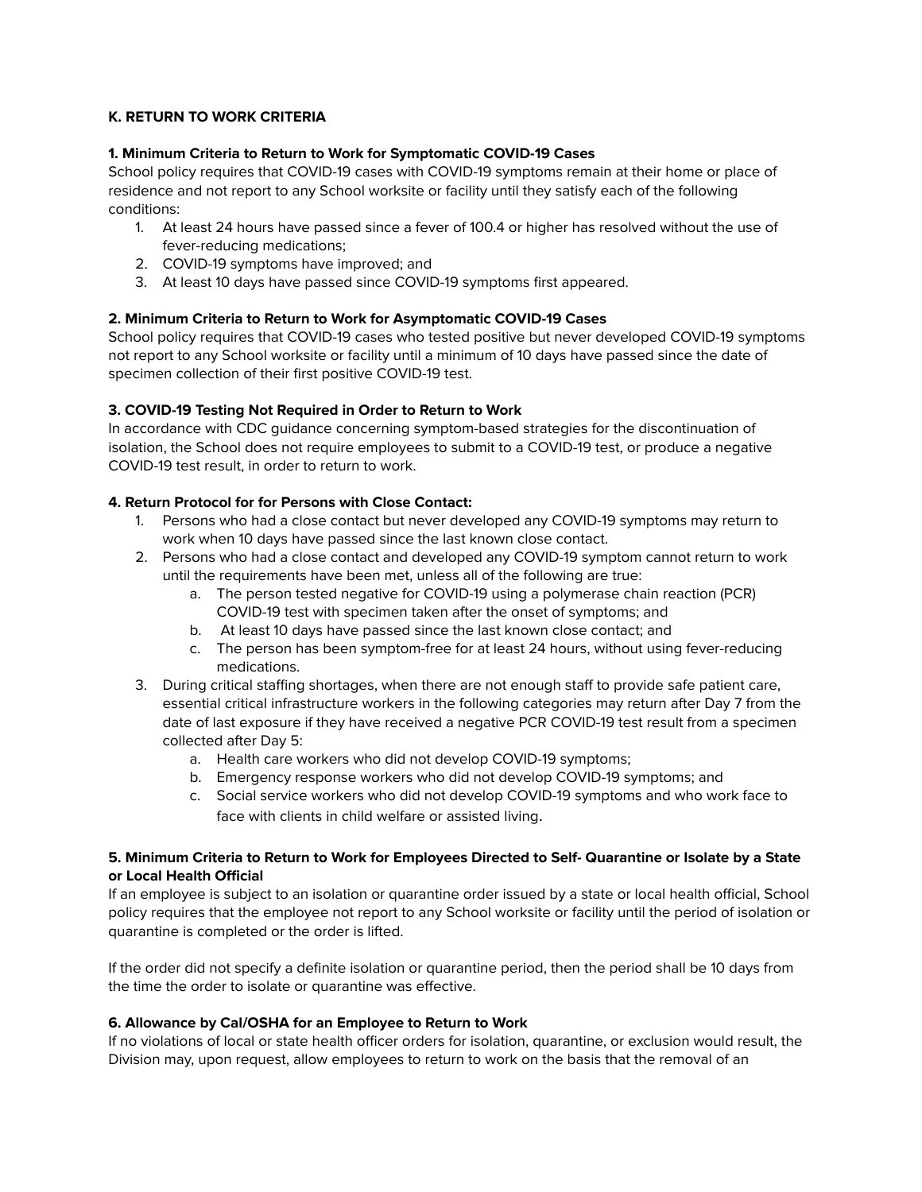**K. RETURN TO WORK CRITERIA**

**1. Minimum Criteria to Return to Work for Symptomatic COVID-19 Cases**

School policy requires that COVID-19 cases with COVID-19 symptoms remain at their home or place of residence and not report to any School worksite or facility until they satisfy each of the following conditions:

1. At least 24 hours have passed since a fever of 100.4 or higher has resolved without the use of fever-reducing medications;
2. COVID-19 symptoms have improved; and
3. At least 10 days have passed since COVID-19 symptoms first appeared.

**2. Minimum Criteria to Return to Work for Asymptomatic COVID-19 Cases**

School policy requires that COVID-19 cases who tested positive but never developed COVID-19 symptoms not report to any School worksite or facility until a minimum of 10 days have passed since the date of specimen collection of their first positive COVID-19 test.

**3. COVID-19 Testing Not Required in Order to Return to Work**

In accordance with CDC guidance concerning symptom-based strategies for the discontinuation of isolation, the School does not require employees to submit to a COVID-19 test, or produce a negative COVID-19 test result, in order to return to work.

**4. Return Protocol for for Persons with Close Contact:**

1. Persons who had a close contact but never developed any COVID-19 symptoms may return to work when 10 days have passed since the last known close contact.
2. Persons who had a close contact and developed any COVID-19 symptom cannot return to work until the requirements have been met, unless all of the following are true:
   a. The person tested negative for COVID-19 using a polymerase chain reaction (PCR) COVID-19 test with specimen taken after the onset of symptoms; and
   b. At least 10 days have passed since the last known close contact; and
   c. The person has been symptom-free for at least 24 hours, without using fever-reducing medications.
3. During critical staffing shortages, when there are not enough staff to provide safe patient care, essential critical infrastructure workers in the following categories may return after Day 7 from the date of last exposure if they have received a negative PCR COVID-19 test result from a specimen collected after Day 5:
   a. Health care workers who did not develop COVID-19 symptoms;
   b. Emergency response workers who did not develop COVID-19 symptoms; and
   c. Social service workers who did not develop COVID-19 symptoms and who work face to face with clients in child welfare or assisted living.

**5. Minimum Criteria to Return to Work for Employees Directed to Self- Quarantine or Isolate by a State or Local Health Official**

If an employee is subject to an isolation or quarantine order issued by a state or local health official, School policy requires that the employee not report to any School worksite or facility until the period of isolation or quarantine is completed or the order is lifted.

If the order did not specify a definite isolation or quarantine period, then the period shall be 10 days from the time the order to isolate or quarantine was effective.

**6. Allowance by Cal/OSHA for an Employee to Return to Work**

If no violations of local or state health officer orders for isolation, quarantine, or exclusion would result, the Division may, upon request, allow employees to return to work on the basis that the removal of an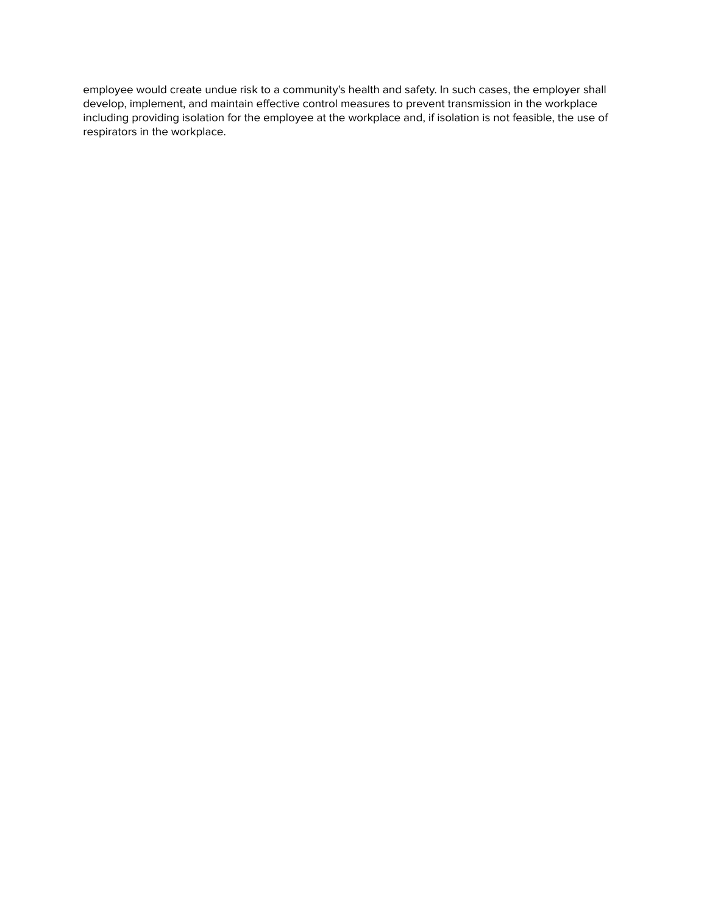employee would create undue risk to a community's health and safety. In such cases, the employer shall develop, implement, and maintain effective control measures to prevent transmission in the workplace including providing isolation for the employee at the workplace and, if isolation is not feasible, the use of respirators in the workplace.